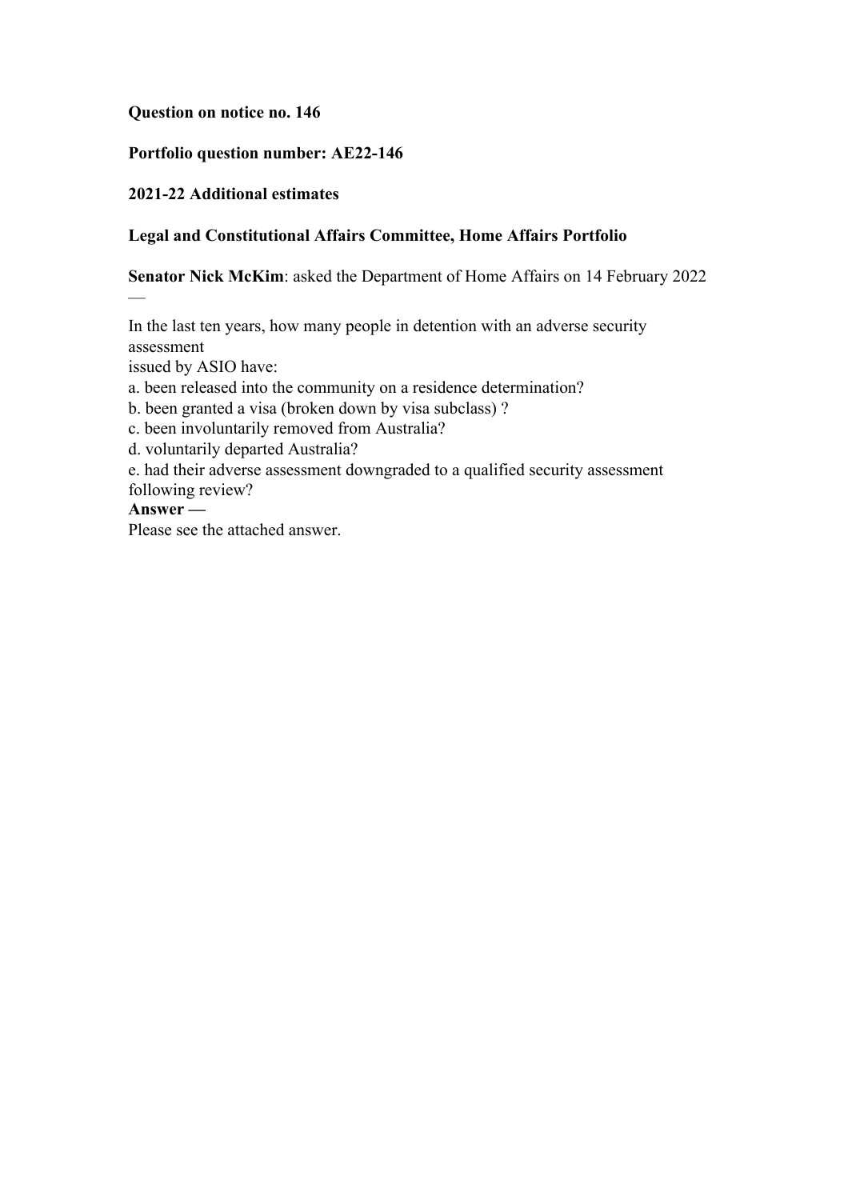**Question on notice no. 146**

**Portfolio question number: AE22-146**

**2021-22 Additional estimates**

**Legal and Constitutional Affairs Committee, Home Affairs Portfolio**

**Senator Nick McKim**: asked the Department of Home Affairs on 14 February 2022 —

In the last ten years, how many people in detention with an adverse security assessment
issued by ASIO have:

a. been released into the community on a residence determination?
b. been granted a visa (broken down by visa subclass) ?
c. been involuntarily removed from Australia?
d. voluntarily departed Australia?
e. had their adverse assessment downgraded to a qualified security assessment following review?

**Answer —**

Please see the attached answer.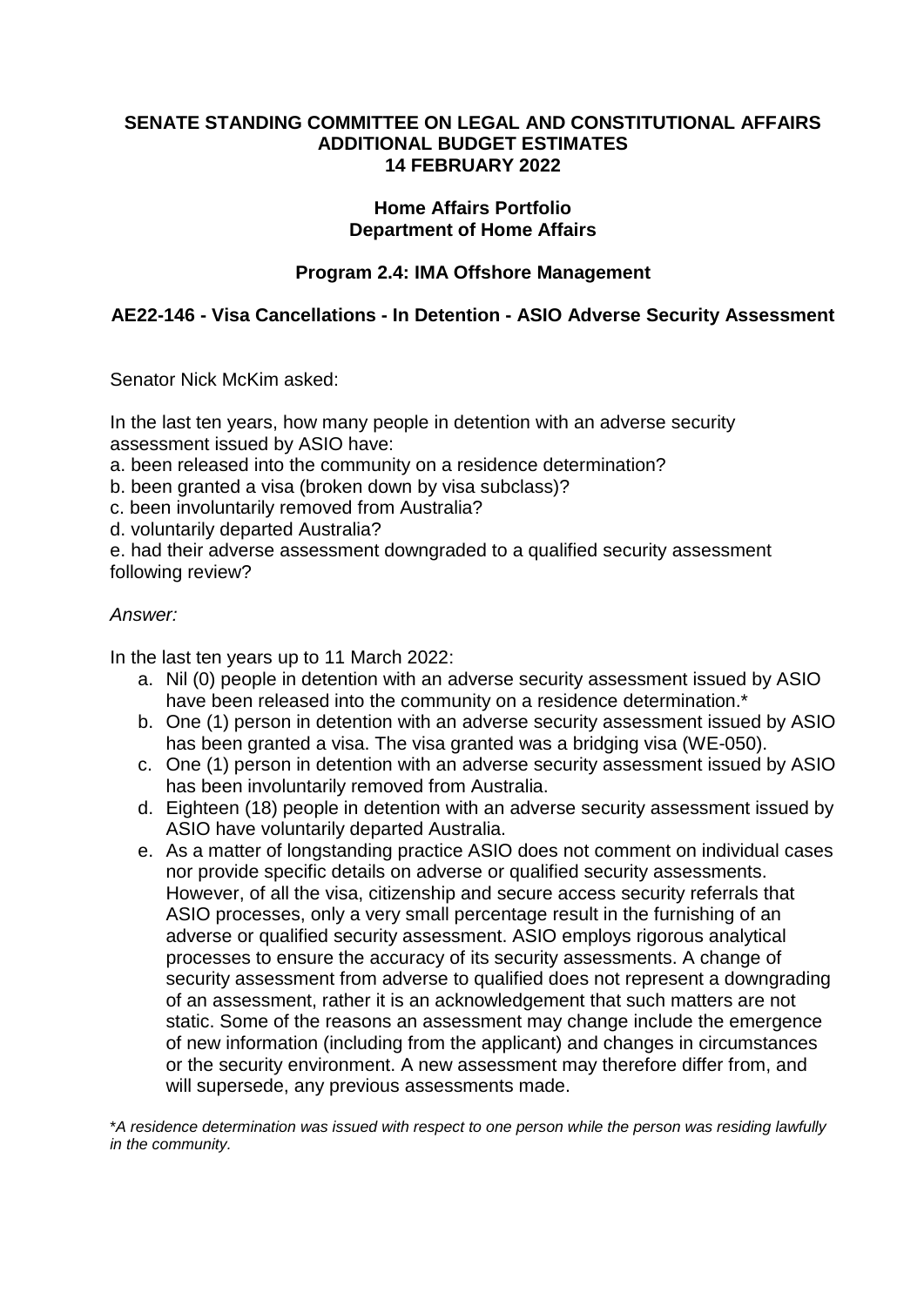**SENATE STANDING COMMITTEE ON LEGAL AND CONSTITUTIONAL AFFAIRS**
**ADDITIONAL BUDGET ESTIMATES**
**14 FEBRUARY 2022**

**Home Affairs Portfolio**
**Department of Home Affairs**

**Program 2.4: IMA Offshore Management**

**AE22-146 - Visa Cancellations - In Detention - ASIO Adverse Security Assessment**

Senator Nick McKim asked:

In the last ten years, how many people in detention with an adverse security assessment issued by ASIO have:
a. been released into the community on a residence determination?
b. been granted a visa (broken down by visa subclass)?
c. been involuntarily removed from Australia?
d. voluntarily departed Australia?
e. had their adverse assessment downgraded to a qualified security assessment following review?

*Answer:*

In the last ten years up to 11 March 2022:

a. Nil (0) people in detention with an adverse security assessment issued by ASIO have been released into the community on a residence determination.*
b. One (1) person in detention with an adverse security assessment issued by ASIO has been granted a visa. The visa granted was a bridging visa (WE-050).
c. One (1) person in detention with an adverse security assessment issued by ASIO has been involuntarily removed from Australia.
d. Eighteen (18) people in detention with an adverse security assessment issued by ASIO have voluntarily departed Australia.
e. As a matter of longstanding practice ASIO does not comment on individual cases nor provide specific details on adverse or qualified security assessments. However, of all the visa, citizenship and secure access security referrals that ASIO processes, only a very small percentage result in the furnishing of an adverse or qualified security assessment. ASIO employs rigorous analytical processes to ensure the accuracy of its security assessments. A change of security assessment from adverse to qualified does not represent a downgrading of an assessment, rather it is an acknowledgement that such matters are not static. Some of the reasons an assessment may change include the emergence of new information (including from the applicant) and changes in circumstances or the security environment. A new assessment may therefore differ from, and will supersede, any previous assessments made.

**A residence determination was issued with respect to one person while the person was residing lawfully in the community.*